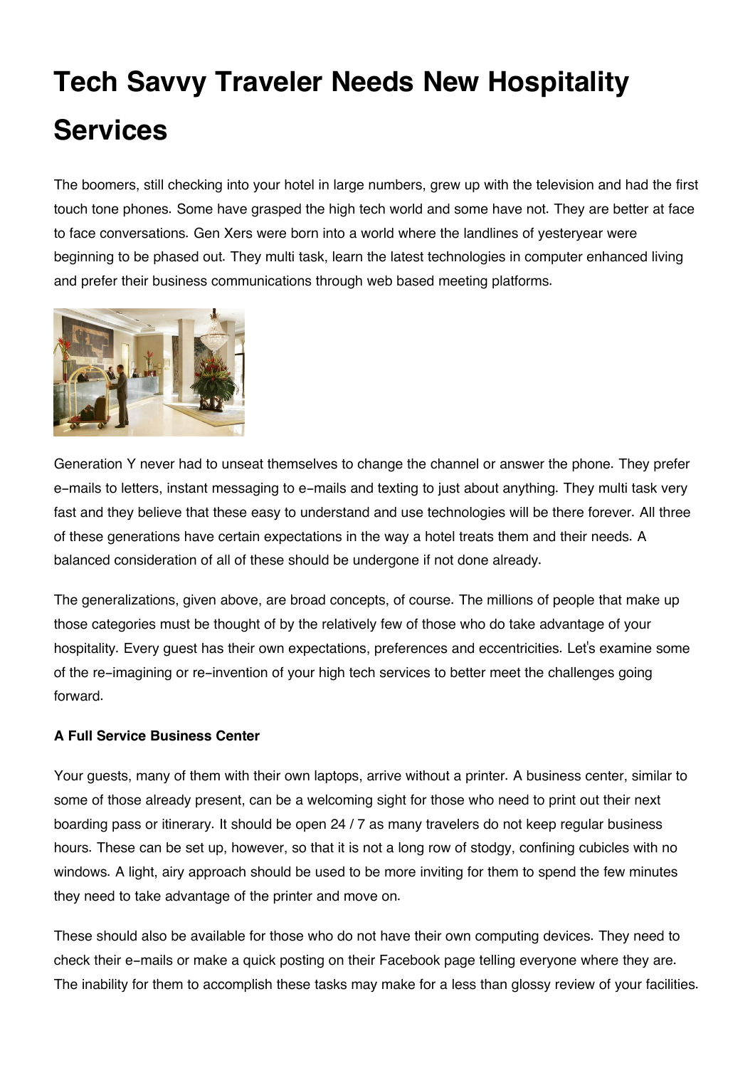# Tech Savvy Traveler Needs New Hospitality Services

The boomers, still checking into your hotel in large numbers, grew up with the television and had the first touch tone phones. Some have grasped the high tech world and some have not. They are better at face to face conversations. Gen Xers were born into a world where the landlines of yesteryear were beginning to be phased out. They multi task, learn the latest technologies in computer enhanced living and prefer their business communications through web based meeting platforms.

Generation Y never had to unseat themselves to change the channel or answer the phone. They prefer e-mails to letters, instant messaging to e-mails and texting to just about anything. They multi task very fast and they believe that these easy to understand and use technologies will be there forever. All three of these generations have certain expectations in the way a hotel treats them and their needs. A balanced consideration of all of these should be undergone if not done already.

The generalizations, given above, are broad concepts, of course. The millions of people that make up those categories must be thought of by the relatively few of those who do take advantage of your hospitality. Every guest has their own expectations, preferences and eccentricities. Let's examine some of the re-imagining or re-invention of your high tech services to better meet the challenges going forward.

**A Full Service Business Center**

Your guests, many of them with their own laptops, arrive without a printer. A business center, similar to some of those already present, can be a welcoming sight for those who need to print out their next boarding pass or itinerary. It should be open 24 / 7 as many travelers do not keep regular business hours. These can be set up, however, so that it is not a long row of stodgy, confining cubicles with no windows. A light, airy approach should be used to be more inviting for them to spend the few minutes they need to take advantage of the printer and move on.

These should also be available for those who do not have their own computing devices. They need to check their e-mails or make a quick posting on their Facebook page telling everyone where they are. The inability for them to accomplish these tasks may make for a less than glossy review of your facilities.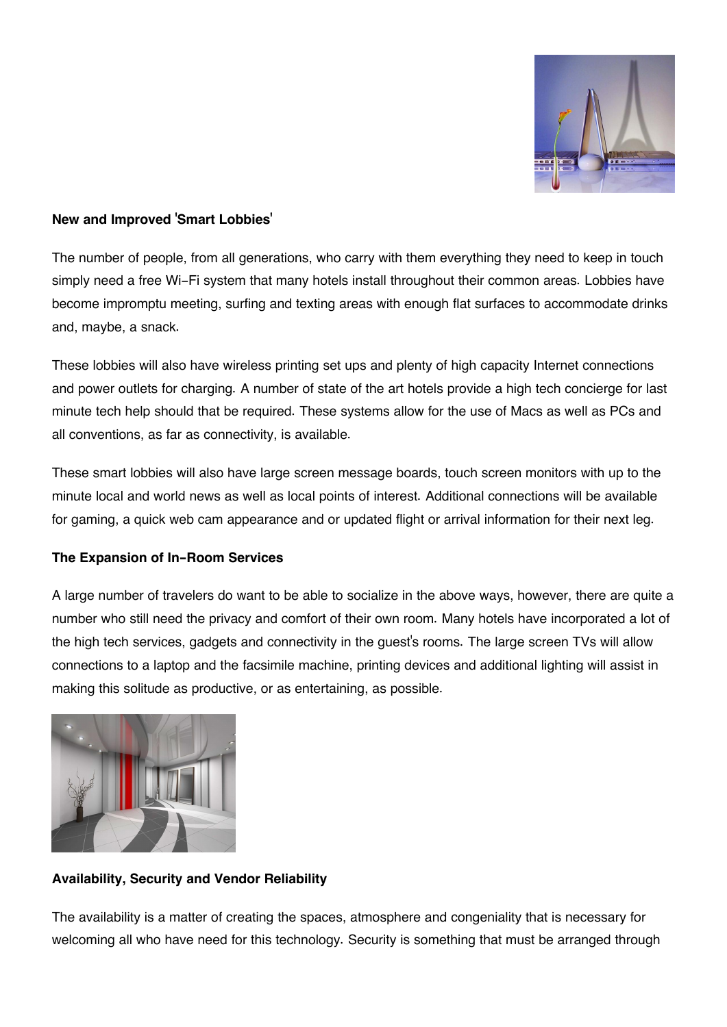**New and Improved 'Smart Lobbies'**

The number of people, from all generations, who carry with them everything they need to keep in touch simply need a free Wi-Fi system that many hotels install throughout their common areas. Lobbies have become impromptu meeting, surfing and texting areas with enough flat surfaces to accommodate drinks and, maybe, a snack.

These lobbies will also have wireless printing set ups and plenty of high capacity Internet connections and power outlets for charging. A number of state of the art hotels provide a high tech concierge for last minute tech help should that be required. These systems allow for the use of Macs as well as PCs and all conventions, as far as connectivity, is available.

These smart lobbies will also have large screen message boards, touch screen monitors with up to the minute local and world news as well as local points of interest. Additional connections will be available for gaming, a quick web cam appearance and or updated flight or arrival information for their next leg.

**The Expansion of In-Room Services**

A large number of travelers do want to be able to socialize in the above ways, however, there are quite a number who still need the privacy and comfort of their own room. Many hotels have incorporated a lot of the high tech services, gadgets and connectivity in the guest's rooms. The large screen TVs will allow connections to a laptop and the facsimile machine, printing devices and additional lighting will assist in making this solitude as productive, or as entertaining, as possible.

**Availability, Security and Vendor Reliability**

The availability is a matter of creating the spaces, atmosphere and congeniality that is necessary for welcoming all who have need for this technology. Security is something that must be arranged through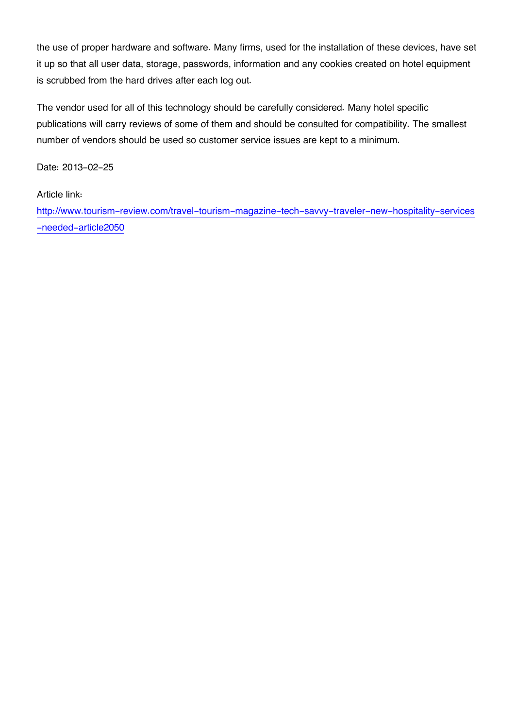the use of proper hardware and software. Many firms, used for the installation of these devices, have set it up so that all user data, storage, passwords, information and any cookies created on hotel equipment is scrubbed from the hard drives after each log out.

The vendor used for all of this technology should be carefully considered. Many hotel specific publications will carry reviews of some of them and should be consulted for compatibility. The smallest number of vendors should be used so customer service issues are kept to a minimum.

Date: 2013-02-25

Article link:
[http://www.tourism-review.com/travel-tourism-magazine-tech-savvy-traveler-new-hospitality-services-needed-article2050](http://www.tourism-review.com/travel-tourism-magazine-tech-savvy-traveler-new-hospitality-services-needed-article2050)